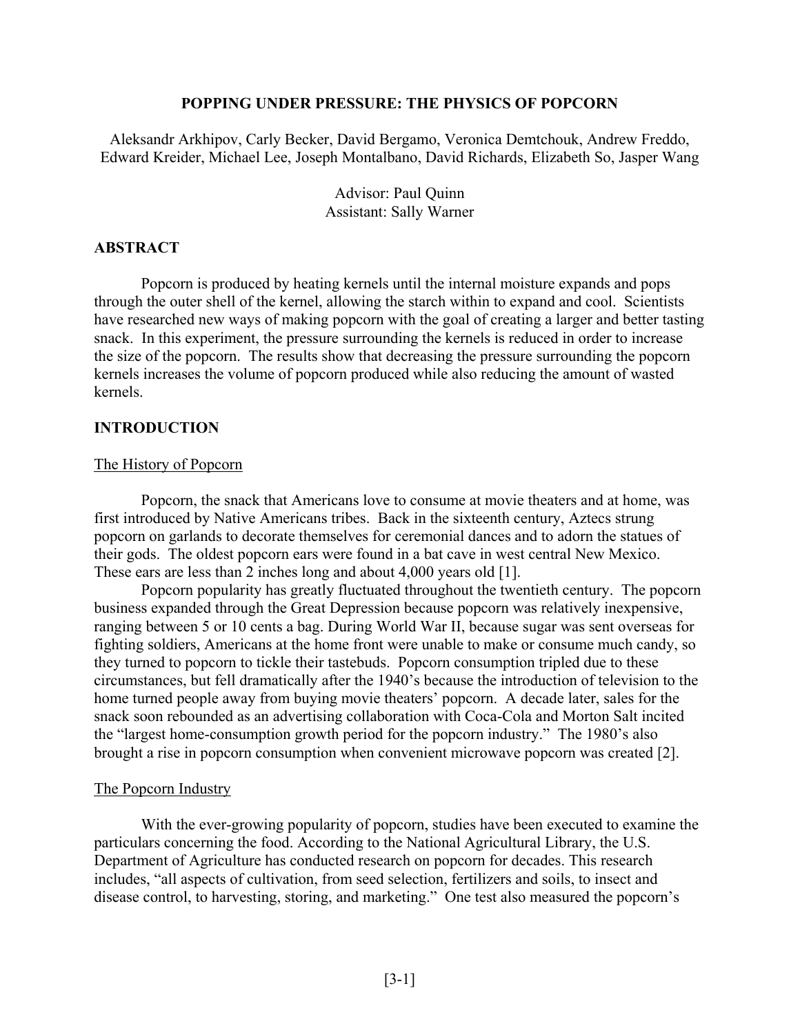# POPPING UNDER PRESSURE: THE PHYSICS OF POPCORN

Aleksandr Arkhipov, Carly Becker, David Bergamo, Veronica Demtchouk, Andrew Freddo, Edward Kreider, Michael Lee, Joseph Montalbano, David Richards, Elizabeth So, Jasper Wang

Advisor: Paul Quinn
Assistant: Sally Warner

## ABSTRACT

Popcorn is produced by heating kernels until the internal moisture expands and pops through the outer shell of the kernel, allowing the starch within to expand and cool. Scientists have researched new ways of making popcorn with the goal of creating a larger and better tasting snack. In this experiment, the pressure surrounding the kernels is reduced in order to increase the size of the popcorn. The results show that decreasing the pressure surrounding the popcorn kernels increases the volume of popcorn produced while also reducing the amount of wasted kernels.

## INTRODUCTION

### The History of Popcorn

Popcorn, the snack that Americans love to consume at movie theaters and at home, was first introduced by Native Americans tribes. Back in the sixteenth century, Aztecs strung popcorn on garlands to decorate themselves for ceremonial dances and to adorn the statues of their gods. The oldest popcorn ears were found in a bat cave in west central New Mexico. These ears are less than 2 inches long and about 4,000 years old [1].

Popcorn popularity has greatly fluctuated throughout the twentieth century. The popcorn business expanded through the Great Depression because popcorn was relatively inexpensive, ranging between 5 or 10 cents a bag. During World War II, because sugar was sent overseas for fighting soldiers, Americans at the home front were unable to make or consume much candy, so they turned to popcorn to tickle their tastebuds. Popcorn consumption tripled due to these circumstances, but fell dramatically after the 1940's because the introduction of television to the home turned people away from buying movie theaters' popcorn. A decade later, sales for the snack soon rebounded as an advertising collaboration with Coca-Cola and Morton Salt incited the "largest home-consumption growth period for the popcorn industry." The 1980's also brought a rise in popcorn consumption when convenient microwave popcorn was created [2].

### The Popcorn Industry

With the ever-growing popularity of popcorn, studies have been executed to examine the particulars concerning the food. According to the National Agricultural Library, the U.S. Department of Agriculture has conducted research on popcorn for decades. This research includes, "all aspects of cultivation, from seed selection, fertilizers and soils, to insect and disease control, to harvesting, storing, and marketing." One test also measured the popcorn's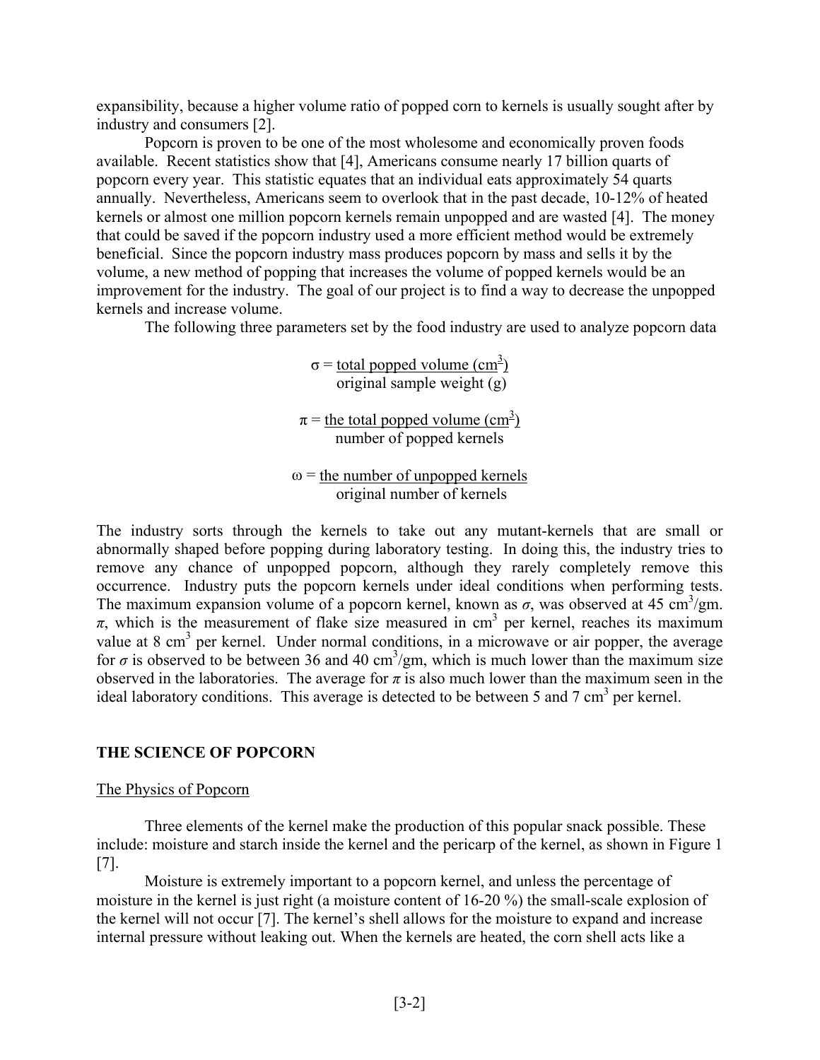expansibility, because a higher volume ratio of popped corn to kernels is usually sought after by industry and consumers [2].

Popcorn is proven to be one of the most wholesome and economically proven foods available. Recent statistics show that [4], Americans consume nearly 17 billion quarts of popcorn every year. This statistic equates that an individual eats approximately 54 quarts annually. Nevertheless, Americans seem to overlook that in the past decade, 10-12% of heated kernels or almost one million popcorn kernels remain unpopped and are wasted [4]. The money that could be saved if the popcorn industry used a more efficient method would be extremely beneficial. Since the popcorn industry mass produces popcorn by mass and sells it by the volume, a new method of popping that increases the volume of popped kernels would be an improvement for the industry. The goal of our project is to find a way to decrease the unpopped kernels and increase volume.

The following three parameters set by the food industry are used to analyze popcorn data

$$\sigma = \frac{\text{total popped volume (cm}^3\text{)}}{\text{original sample weight (g)}}$$

$$\pi = \frac{\text{the total popped volume (cm}^3\text{)}}{\text{number of popped kernels}}$$

$$\omega = \frac{\text{the number of unpopped kernels}}{\text{original number of kernels}}$$

The industry sorts through the kernels to take out any mutant-kernels that are small or abnormally shaped before popping during laboratory testing. In doing this, the industry tries to remove any chance of unpopped popcorn, although they rarely completely remove this occurrence. Industry puts the popcorn kernels under ideal conditions when performing tests. The maximum expansion volume of a popcorn kernel, known as $\sigma$, was observed at 45 $cm^3$/gm. $\pi$, which is the measurement of flake size measured in $cm^3$ per kernel, reaches its maximum value at 8 $cm^3$ per kernel. Under normal conditions, in a microwave or air popper, the average for $\sigma$ is observed to be between 36 and 40 $cm^3$/gm, which is much lower than the maximum size observed in the laboratories. The average for $\pi$ is also much lower than the maximum seen in the ideal laboratory conditions. This average is detected to be between 5 and 7 $cm^3$ per kernel.

## THE SCIENCE OF POPCORN

### The Physics of Popcorn

Three elements of the kernel make the production of this popular snack possible. These include: moisture and starch inside the kernel and the pericarp of the kernel, as shown in Figure 1 [7].

Moisture is extremely important to a popcorn kernel, and unless the percentage of moisture in the kernel is just right (a moisture content of 16-20 %) the small-scale explosion of the kernel will not occur [7]. The kernel's shell allows for the moisture to expand and increase internal pressure without leaking out. When the kernels are heated, the corn shell acts like a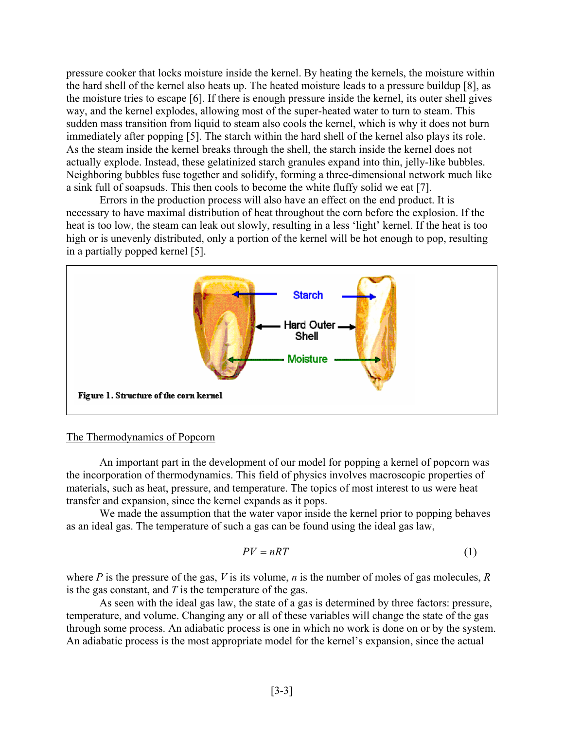pressure cooker that locks moisture inside the kernel. By heating the kernels, the moisture within the hard shell of the kernel also heats up. The heated moisture leads to a pressure buildup [8], as the moisture tries to escape [6]. If there is enough pressure inside the kernel, its outer shell gives way, and the kernel explodes, allowing most of the super-heated water to turn to steam. This sudden mass transition from liquid to steam also cools the kernel, which is why it does not burn immediately after popping [5]. The starch within the hard shell of the kernel also plays its role. As the steam inside the kernel breaks through the shell, the starch inside the kernel does not actually explode. Instead, these gelatinized starch granules expand into thin, jelly-like bubbles. Neighboring bubbles fuse together and solidify, forming a three-dimensional network much like a sink full of soapsuds. This then cools to become the white fluffy solid we eat [7].

Errors in the production process will also have an effect on the end product. It is necessary to have maximal distribution of heat throughout the corn before the explosion. If the heat is too low, the steam can leak out slowly, resulting in a less 'light' kernel. If the heat is too high or is unevenly distributed, only a portion of the kernel will be hot enough to pop, resulting in a partially popped kernel [5].

**Figure 1. Structure of the corn kernel**

## The Thermodynamics of Popcorn

An important part in the development of our model for popping a kernel of popcorn was the incorporation of thermodynamics. This field of physics involves macroscopic properties of materials, such as heat, pressure, and temperature. The topics of most interest to us were heat transfer and expansion, since the kernel expands as it pops.

We made the assumption that the water vapor inside the kernel prior to popping behaves as an ideal gas. The temperature of such a gas can be found using the ideal gas law,

$$PV = nRT \tag{1}$$

where $P$ is the pressure of the gas, $V$ is its volume, $n$ is the number of moles of gas molecules, $R$ is the gas constant, and $T$ is the temperature of the gas.

As seen with the ideal gas law, the state of a gas is determined by three factors: pressure, temperature, and volume. Changing any or all of these variables will change the state of the gas through some process. An adiabatic process is one in which no work is done on or by the system. An adiabatic process is the most appropriate model for the kernel's expansion, since the actual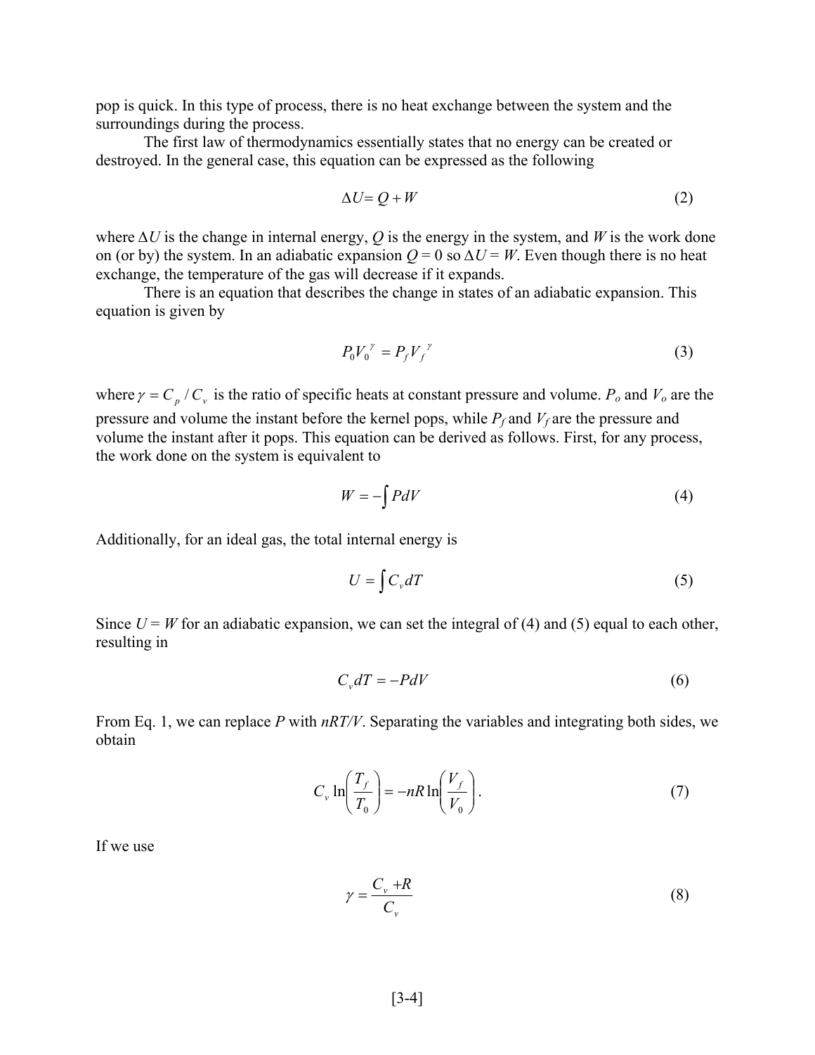pop is quick. In this type of process, there is no heat exchange between the system and the surroundings during the process.

The first law of thermodynamics essentially states that no energy can be created or destroyed. In the general case, this equation can be expressed as the following

$$\Delta U = Q + W \tag{2}$$

where $\Delta U$ is the change in internal energy, $Q$ is the energy in the system, and $W$ is the work done on (or by) the system. In an adiabatic expansion $Q = 0$ so $\Delta U = W$. Even though there is no heat exchange, the temperature of the gas will decrease if it expands.

There is an equation that describes the change in states of an adiabatic expansion. This equation is given by

$$P_0 V_0^{\ \gamma} = P_f V_f^{\ \gamma} \tag{3}$$

where $\gamma = C_p / C_v$ is the ratio of specific heats at constant pressure and volume. $P_o$ and $V_o$ are the pressure and volume the instant before the kernel pops, while $P_f$ and $V_f$ are the pressure and volume the instant after it pops. This equation can be derived as follows. First, for any process, the work done on the system is equivalent to

$$W = -\int P dV \tag{4}$$

Additionally, for an ideal gas, the total internal energy is

$$U = \int C_v dT \tag{5}$$

Since $U = W$ for an adiabatic expansion, we can set the integral of (4) and (5) equal to each other, resulting in

$$C_v dT = -P dV \tag{6}$$

From Eq. 1, we can replace $P$ with $nRT/V$. Separating the variables and integrating both sides, we obtain

$$C_v \ln\left(\frac{T_f}{T_0}\right) = -nR \ln\left(\frac{V_f}{V_0}\right). \tag{7}$$

If we use

$$\gamma = \frac{C_v + R}{C_v} \tag{8}$$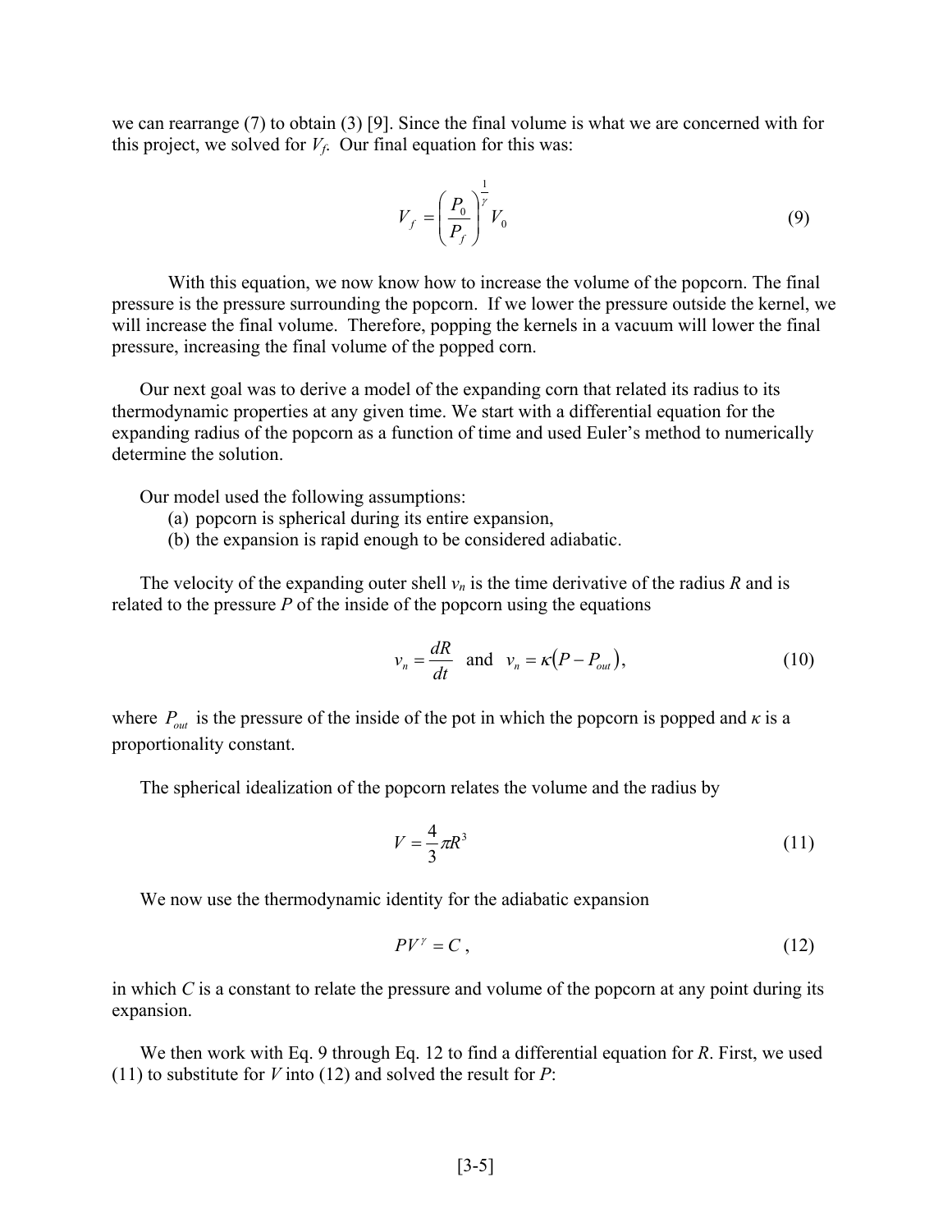we can rearrange (7) to obtain (3) [9]. Since the final volume is what we are concerned with for this project, we solved for $V_f$. Our final equation for this was:

$$V_f = \left( \frac{P_0}{P_f} \right)^{\frac{1}{\gamma}} V_0 \tag{9}$$

With this equation, we now know how to increase the volume of the popcorn. The final pressure is the pressure surrounding the popcorn. If we lower the pressure outside the kernel, we will increase the final volume. Therefore, popping the kernels in a vacuum will lower the final pressure, increasing the final volume of the popped corn.

Our next goal was to derive a model of the expanding corn that related its radius to its thermodynamic properties at any given time. We start with a differential equation for the expanding radius of the popcorn as a function of time and used Euler's method to numerically determine the solution.

Our model used the following assumptions:

(a) popcorn is spherical during its entire expansion,
(b) the expansion is rapid enough to be considered adiabatic.

The velocity of the expanding outer shell $v_n$ is the time derivative of the radius $R$ and is related to the pressure $P$ of the inside of the popcorn using the equations

$$v_n = \frac{dR}{dt} \quad \text{and} \quad v_n = \kappa\left(P - P_{out}\right), \tag{10}$$

where $P_{out}$ is the pressure of the inside of the pot in which the popcorn is popped and $\kappa$ is a proportionality constant.

The spherical idealization of the popcorn relates the volume and the radius by

$$V = \frac{4}{3}\pi R^3 \tag{11}$$

We now use the thermodynamic identity for the adiabatic expansion

$$PV^{\gamma} = C\,, \tag{12}$$

in which $C$ is a constant to relate the pressure and volume of the popcorn at any point during its expansion.

We then work with Eq. 9 through Eq. 12 to find a differential equation for $R$. First, we used (11) to substitute for $V$ into (12) and solved the result for $P$: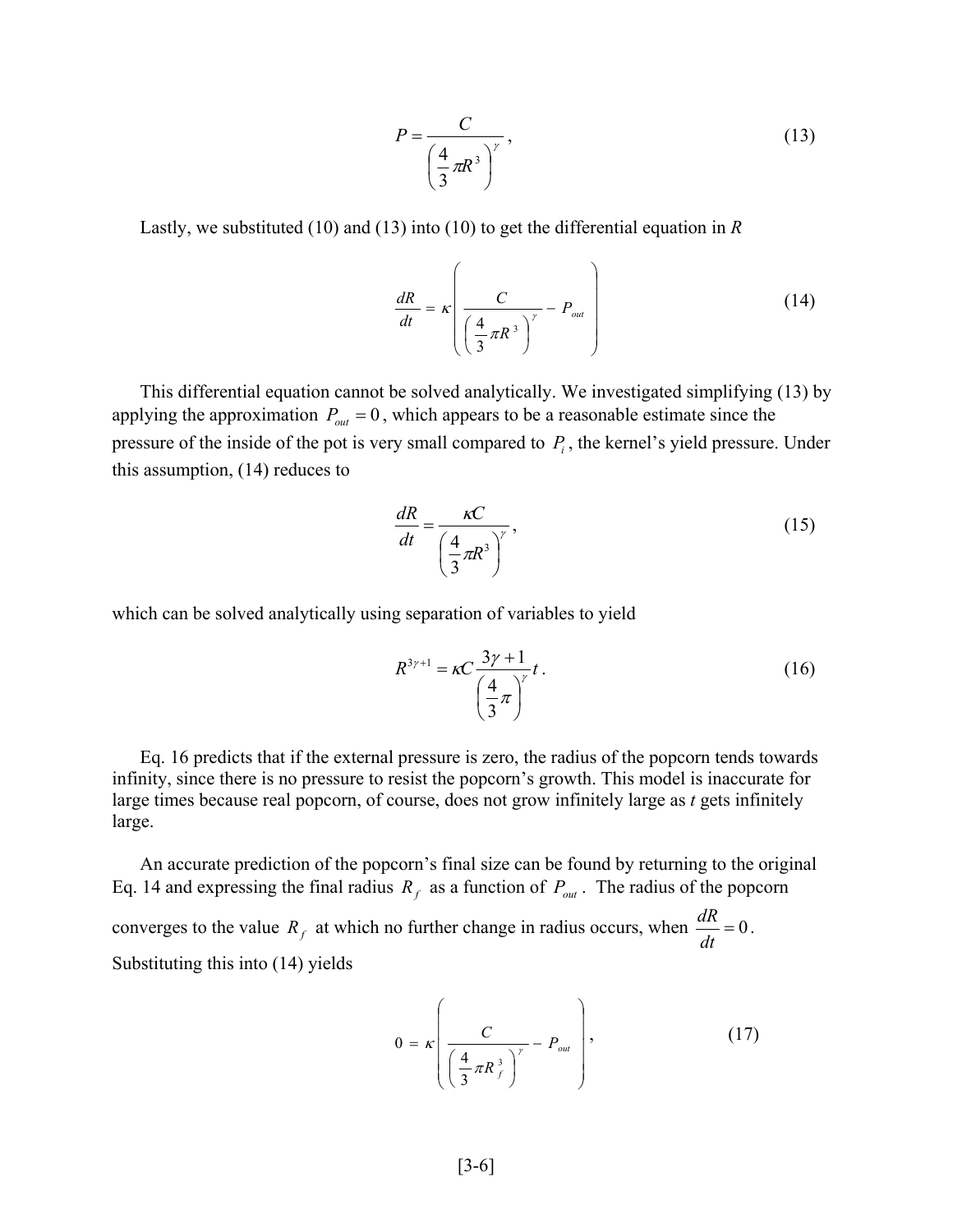$$P = \frac{C}{\left(\frac{4}{3}\pi R^3\right)^\gamma}, \tag{13}$$

Lastly, we substituted (10) and (13) into (10) to get the differential equation in *R*

$$\frac{dR}{dt} = \kappa \left( \frac{C}{\left(\frac{4}{3}\pi R^3\right)^\gamma} - P_{out} \right) \tag{14}$$

This differential equation cannot be solved analytically. We investigated simplifying (13) by applying the approximation $P_{out} = 0$, which appears to be a reasonable estimate since the pressure of the inside of the pot is very small compared to $P_i$, the kernel's yield pressure. Under this assumption, (14) reduces to

$$\frac{dR}{dt} = \frac{\kappa C}{\left(\frac{4}{3}\pi R^3\right)^\gamma}, \tag{15}$$

which can be solved analytically using separation of variables to yield

$$R^{3\gamma+1} = \kappa C \frac{3\gamma + 1}{\left(\frac{4}{3}\pi\right)^\gamma} t. \tag{16}$$

Eq. 16 predicts that if the external pressure is zero, the radius of the popcorn tends towards infinity, since there is no pressure to resist the popcorn's growth. This model is inaccurate for large times because real popcorn, of course, does not grow infinitely large as *t* gets infinitely large.

An accurate prediction of the popcorn's final size can be found by returning to the original Eq. 14 and expressing the final radius $R_f$ as a function of $P_{out}$. The radius of the popcorn converges to the value $R_f$ at which no further change in radius occurs, when $\frac{dR}{dt} = 0$. Substituting this into (14) yields

$$0 = \kappa \left( \frac{C}{\left(\frac{4}{3}\pi R_f^3\right)^\gamma} - P_{out} \right), \tag{17}$$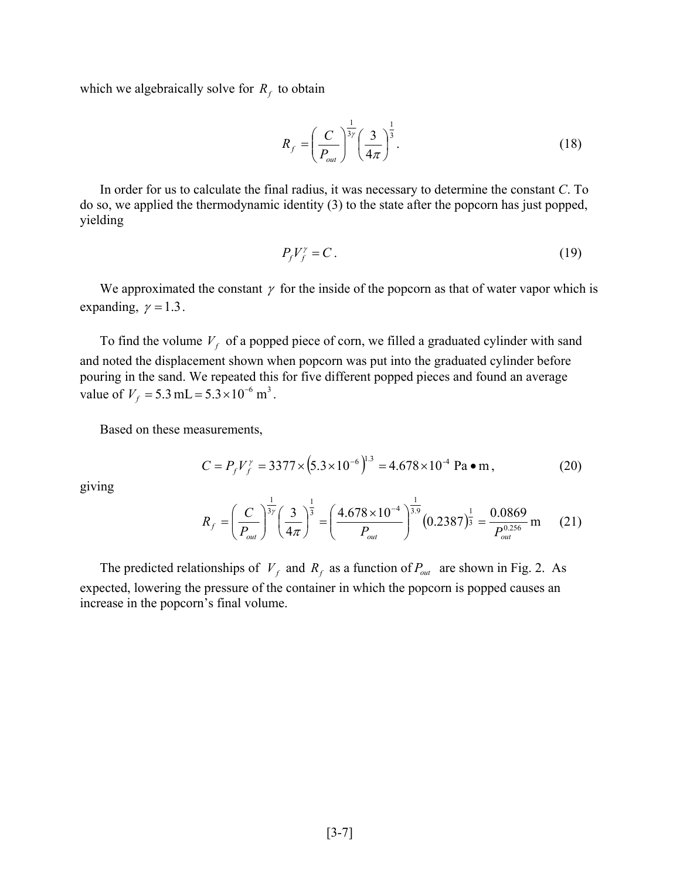which we algebraically solve for $R_f$ to obtain

$$R_f = \left(\frac{C}{P_{out}}\right)^{\frac{1}{3\gamma}}\left(\frac{3}{4\pi}\right)^{\frac{1}{3}}. \tag{18}$$

In order for us to calculate the final radius, it was necessary to determine the constant *C*. To do so, we applied the thermodynamic identity (3) to the state after the popcorn has just popped, yielding

$$P_f V_f^{\gamma} = C. \tag{19}$$

We approximated the constant $\gamma$ for the inside of the popcorn as that of water vapor which is expanding, $\gamma = 1.3$.

To find the volume $V_f$ of a popped piece of corn, we filled a graduated cylinder with sand and noted the displacement shown when popcorn was put into the graduated cylinder before pouring in the sand. We repeated this for five different popped pieces and found an average value of $V_f = 5.3\,\text{mL} = 5.3\times10^{-6}\ \text{m}^3$.

Based on these measurements,

$$C = P_f V_f^{\gamma} = 3377\times\left(5.3\times10^{-6}\right)^{1.3} = 4.678\times10^{-4}\ \text{Pa}\bullet\text{m}, \tag{20}$$

giving

$$R_f = \left(\frac{C}{P_{out}}\right)^{\frac{1}{3\gamma}}\left(\frac{3}{4\pi}\right)^{\frac{1}{3}} = \left(\frac{4.678\times10^{-4}}{P_{out}}\right)^{\frac{1}{3.9}}\left(0.2387\right)^{\frac{1}{3}} = \frac{0.0869}{P_{out}^{0.256}}\,\text{m} \tag{21}$$

The predicted relationships of $V_f$ and $R_f$ as a function of $P_{out}$ are shown in Fig. 2. As expected, lowering the pressure of the container in which the popcorn is popped causes an increase in the popcorn's final volume.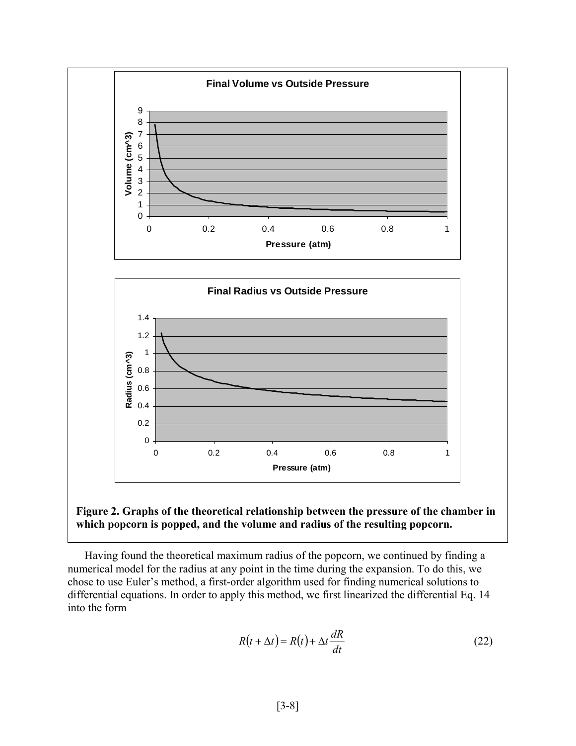**Figure 2. Graphs of the theoretical relationship between the pressure of the chamber in which popcorn is popped, and the volume and radius of the resulting popcorn.**

Having found the theoretical maximum radius of the popcorn, we continued by finding a numerical model for the radius at any point in the time during the expansion. To do this, we chose to use Euler's method, a first-order algorithm used for finding numerical solutions to differential equations. In order to apply this method, we first linearized the differential Eq. 14 into the form

$$R(t+\Delta t) = R(t) + \Delta t \frac{dR}{dt} \tag{22}$$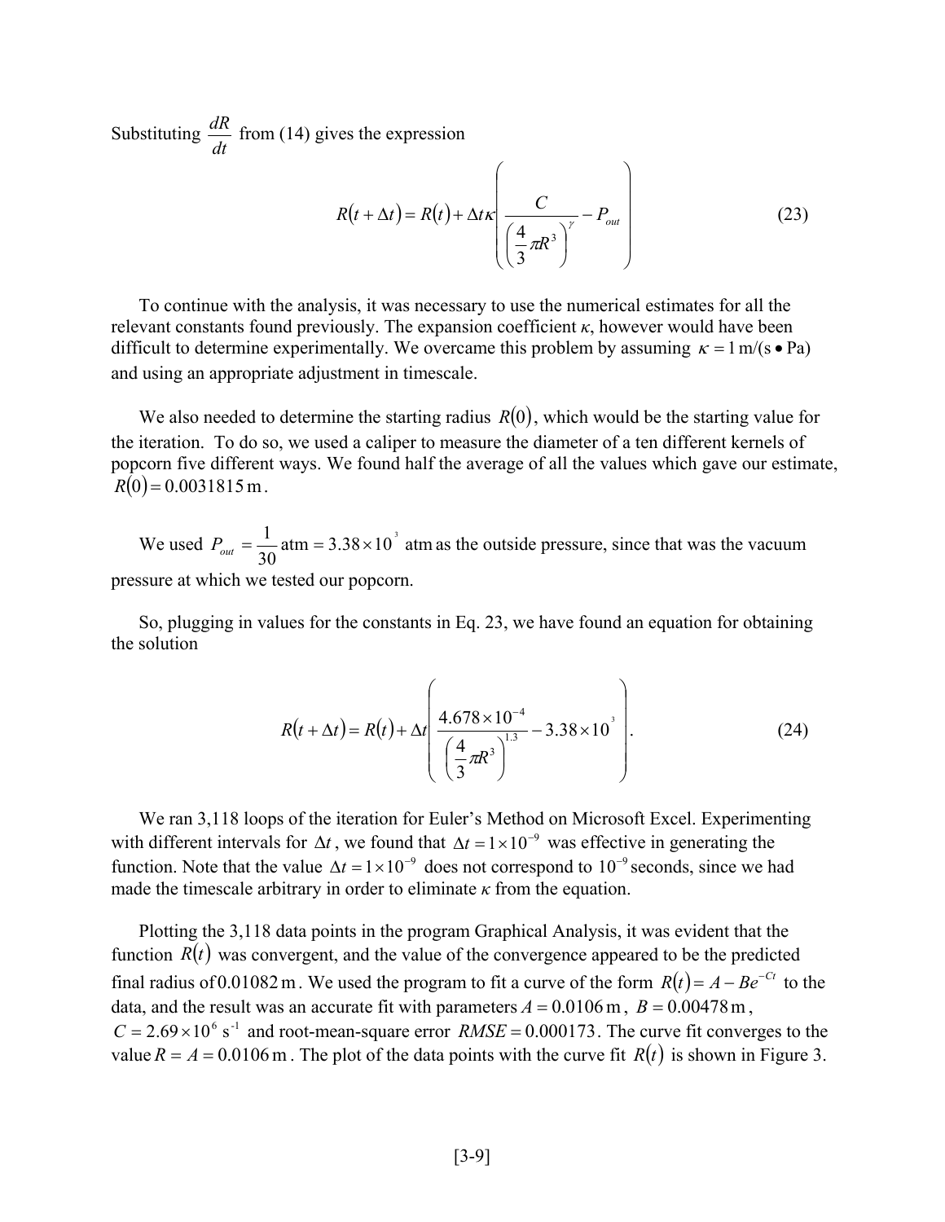Substituting $\frac{dR}{dt}$ from (14) gives the expression

$$R(t+\Delta t) = R(t) + \Delta t \kappa \left( \frac{C}{\left(\frac{4}{3}\pi R^3\right)^{\gamma}} - P_{out} \right) \tag{23}$$

To continue with the analysis, it was necessary to use the numerical estimates for all the relevant constants found previously. The expansion coefficient $\kappa$, however would have been difficult to determine experimentally. We overcame this problem by assuming $\kappa = 1\ \text{m/(s} \bullet \text{Pa)}$ and using an appropriate adjustment in timescale.

We also needed to determine the starting radius $R(0)$, which would be the starting value for the iteration. To do so, we used a caliper to measure the diameter of a ten different kernels of popcorn five different ways. We found half the average of all the values which gave our estimate, $R(0) = 0.0031815\ \text{m}$.

We used $P_{out} = \frac{1}{30}\ \text{atm} = 3.38 \times 10^{3}\ \text{atm}$ as the outside pressure, since that was the vacuum pressure at which we tested our popcorn.

So, plugging in values for the constants in Eq. 23, we have found an equation for obtaining the solution

$$R(t+\Delta t) = R(t) + \Delta t \left( \frac{4.678 \times 10^{-4}}{\left(\frac{4}{3}\pi R^3\right)^{1.3}} - 3.38 \times 10^{3} \right). \tag{24}$$

We ran 3,118 loops of the iteration for Euler's Method on Microsoft Excel. Experimenting with different intervals for $\Delta t$, we found that $\Delta t = 1 \times 10^{-9}$ was effective in generating the function. Note that the value $\Delta t = 1 \times 10^{-9}$ does not correspond to $10^{-9}$ seconds, since we had made the timescale arbitrary in order to eliminate $\kappa$ from the equation.

Plotting the 3,118 data points in the program Graphical Analysis, it was evident that the function $R(t)$ was convergent, and the value of the convergence appeared to be the predicted final radius of $0.01082\ \text{m}$. We used the program to fit a curve of the form $R(t) = A - Be^{-Ct}$ to the data, and the result was an accurate fit with parameters $A = 0.0106\ \text{m}$, $B = 0.00478\ \text{m}$, $C = 2.69 \times 10^{6}\ \text{s}^{-1}$ and root-mean-square error $RMSE = 0.000173$. The curve fit converges to the value $R = A = 0.0106\ \text{m}$. The plot of the data points with the curve fit $R(t)$ is shown in Figure 3.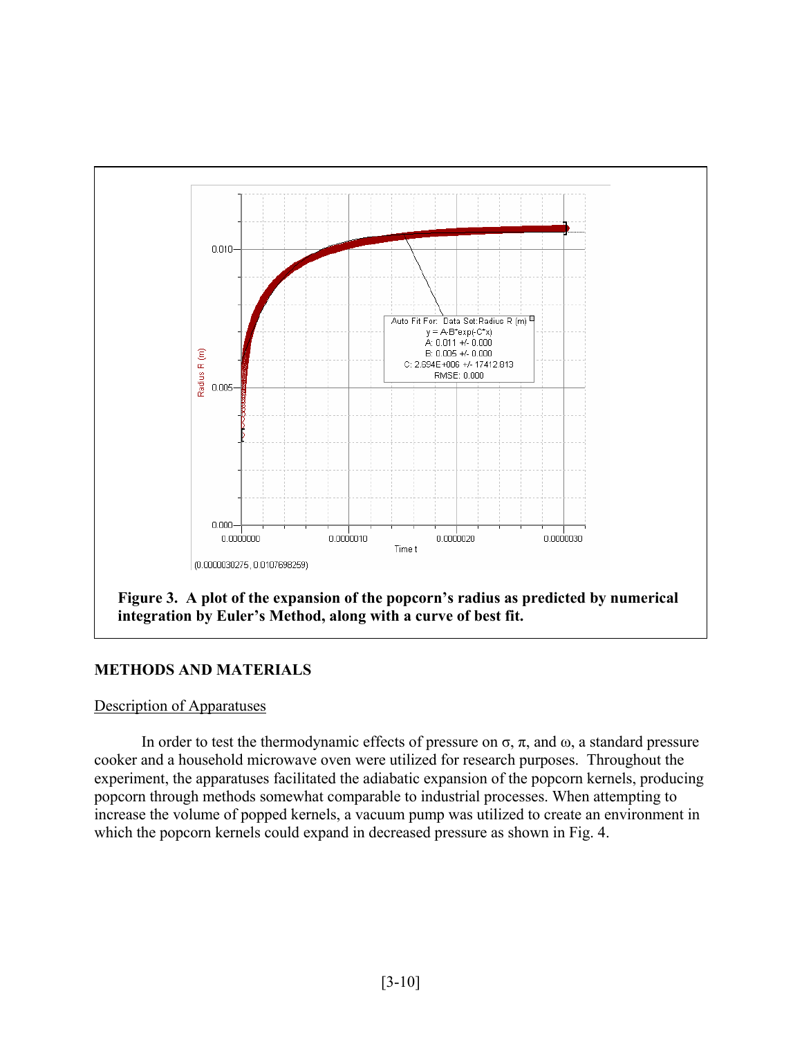**Figure 3. A plot of the expansion of the popcorn's radius as predicted by numerical integration by Euler's Method, along with a curve of best fit.**

## METHODS AND MATERIALS

### Description of Apparatuses

In order to test the thermodynamic effects of pressure on σ, π, and ω, a standard pressure cooker and a household microwave oven were utilized for research purposes. Throughout the experiment, the apparatuses facilitated the adiabatic expansion of the popcorn kernels, producing popcorn through methods somewhat comparable to industrial processes. When attempting to increase the volume of popped kernels, a vacuum pump was utilized to create an environment in which the popcorn kernels could expand in decreased pressure as shown in Fig. 4.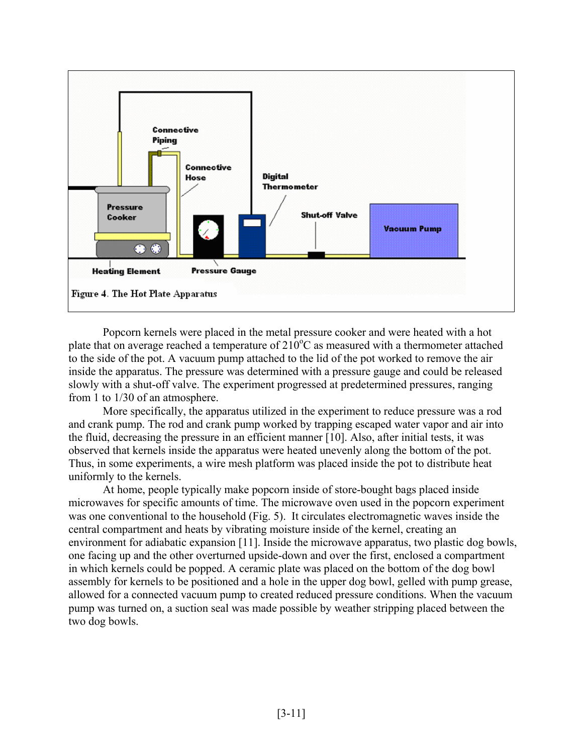Figure 4. The Hot Plate Apparatus

Popcorn kernels were placed in the metal pressure cooker and were heated with a hot plate that on average reached a temperature of 210°C as measured with a thermometer attached to the side of the pot. A vacuum pump attached to the lid of the pot worked to remove the air inside the apparatus. The pressure was determined with a pressure gauge and could be released slowly with a shut-off valve. The experiment progressed at predetermined pressures, ranging from 1 to 1/30 of an atmosphere.

More specifically, the apparatus utilized in the experiment to reduce pressure was a rod and crank pump. The rod and crank pump worked by trapping escaped water vapor and air into the fluid, decreasing the pressure in an efficient manner [10]. Also, after initial tests, it was observed that kernels inside the apparatus were heated unevenly along the bottom of the pot. Thus, in some experiments, a wire mesh platform was placed inside the pot to distribute heat uniformly to the kernels.

At home, people typically make popcorn inside of store-bought bags placed inside microwaves for specific amounts of time. The microwave oven used in the popcorn experiment was one conventional to the household (Fig. 5). It circulates electromagnetic waves inside the central compartment and heats by vibrating moisture inside of the kernel, creating an environment for adiabatic expansion [11]. Inside the microwave apparatus, two plastic dog bowls, one facing up and the other overturned upside-down and over the first, enclosed a compartment in which kernels could be popped. A ceramic plate was placed on the bottom of the dog bowl assembly for kernels to be positioned and a hole in the upper dog bowl, gelled with pump grease, allowed for a connected vacuum pump to created reduced pressure conditions. When the vacuum pump was turned on, a suction seal was made possible by weather stripping placed between the two dog bowls.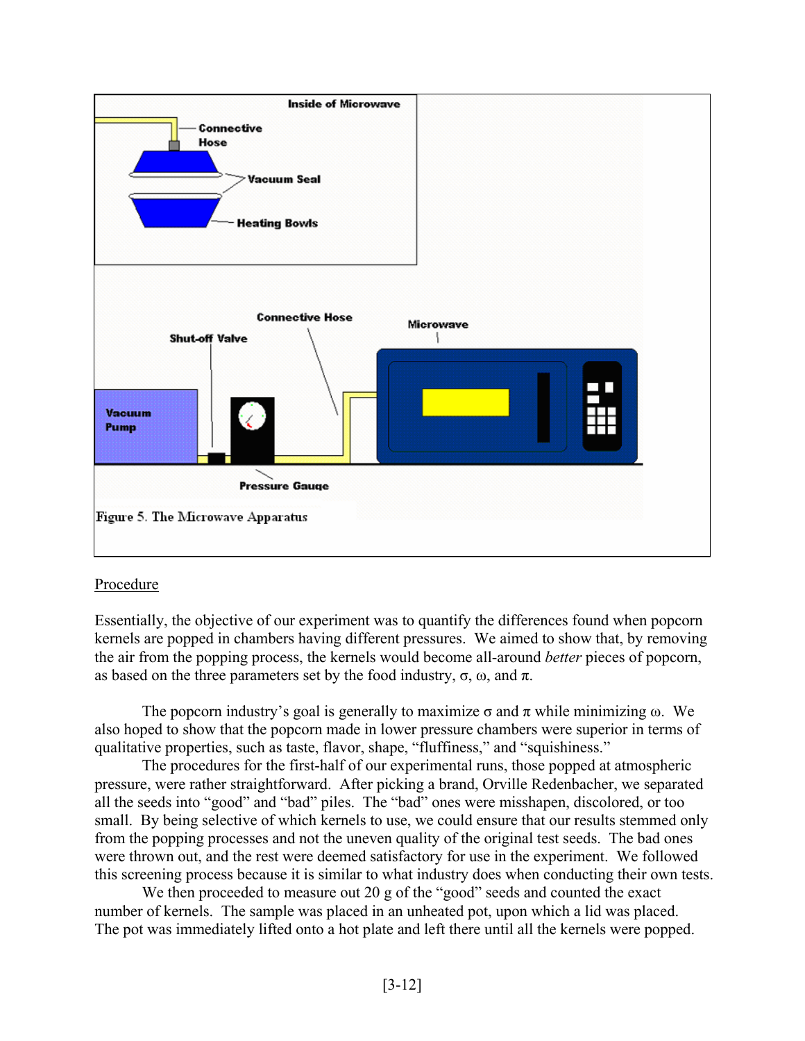Figure 5. The Microwave Apparatus

Procedure

Essentially, the objective of our experiment was to quantify the differences found when popcorn kernels are popped in chambers having different pressures. We aimed to show that, by removing the air from the popping process, the kernels would become all-around *better* pieces of popcorn, as based on the three parameters set by the food industry, σ, ω, and π.

The popcorn industry's goal is generally to maximize σ and π while minimizing ω. We also hoped to show that the popcorn made in lower pressure chambers were superior in terms of qualitative properties, such as taste, flavor, shape, "fluffiness," and "squishiness."

The procedures for the first-half of our experimental runs, those popped at atmospheric pressure, were rather straightforward. After picking a brand, Orville Redenbacher, we separated all the seeds into "good" and "bad" piles. The "bad" ones were misshapen, discolored, or too small. By being selective of which kernels to use, we could ensure that our results stemmed only from the popping processes and not the uneven quality of the original test seeds. The bad ones were thrown out, and the rest were deemed satisfactory for use in the experiment. We followed this screening process because it is similar to what industry does when conducting their own tests.

We then proceeded to measure out 20 g of the "good" seeds and counted the exact number of kernels. The sample was placed in an unheated pot, upon which a lid was placed. The pot was immediately lifted onto a hot plate and left there until all the kernels were popped.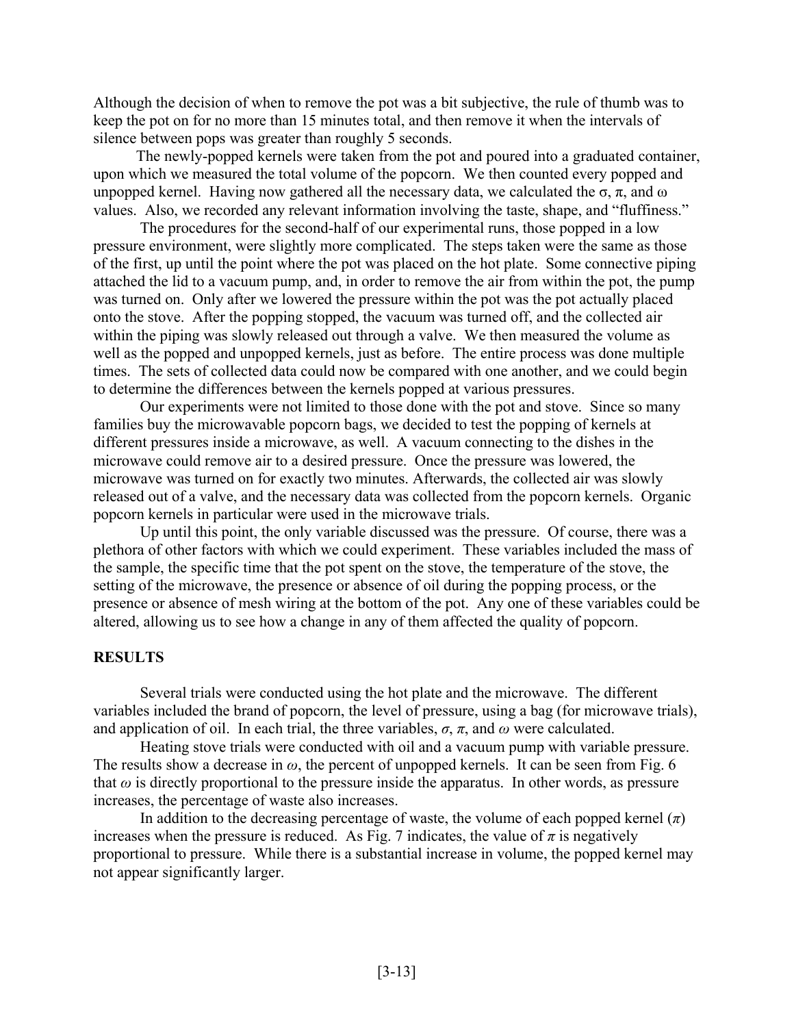Although the decision of when to remove the pot was a bit subjective, the rule of thumb was to keep the pot on for no more than 15 minutes total, and then remove it when the intervals of silence between pops was greater than roughly 5 seconds.

The newly-popped kernels were taken from the pot and poured into a graduated container, upon which we measured the total volume of the popcorn. We then counted every popped and unpopped kernel. Having now gathered all the necessary data, we calculated the $\sigma$, $\pi$, and $\omega$ values. Also, we recorded any relevant information involving the taste, shape, and "fluffiness."

The procedures for the second-half of our experimental runs, those popped in a low pressure environment, were slightly more complicated. The steps taken were the same as those of the first, up until the point where the pot was placed on the hot plate. Some connective piping attached the lid to a vacuum pump, and, in order to remove the air from within the pot, the pump was turned on. Only after we lowered the pressure within the pot was the pot actually placed onto the stove. After the popping stopped, the vacuum was turned off, and the collected air within the piping was slowly released out through a valve. We then measured the volume as well as the popped and unpopped kernels, just as before. The entire process was done multiple times. The sets of collected data could now be compared with one another, and we could begin to determine the differences between the kernels popped at various pressures.

Our experiments were not limited to those done with the pot and stove. Since so many families buy the microwavable popcorn bags, we decided to test the popping of kernels at different pressures inside a microwave, as well. A vacuum connecting to the dishes in the microwave could remove air to a desired pressure. Once the pressure was lowered, the microwave was turned on for exactly two minutes. Afterwards, the collected air was slowly released out of a valve, and the necessary data was collected from the popcorn kernels. Organic popcorn kernels in particular were used in the microwave trials.

Up until this point, the only variable discussed was the pressure. Of course, there was a plethora of other factors with which we could experiment. These variables included the mass of the sample, the specific time that the pot spent on the stove, the temperature of the stove, the setting of the microwave, the presence or absence of oil during the popping process, or the presence or absence of mesh wiring at the bottom of the pot. Any one of these variables could be altered, allowing us to see how a change in any of them affected the quality of popcorn.

## RESULTS

Several trials were conducted using the hot plate and the microwave. The different variables included the brand of popcorn, the level of pressure, using a bag (for microwave trials), and application of oil. In each trial, the three variables, $\sigma$, $\pi$, and $\omega$ were calculated.

Heating stove trials were conducted with oil and a vacuum pump with variable pressure. The results show a decrease in $\omega$, the percent of unpopped kernels. It can be seen from Fig. 6 that $\omega$ is directly proportional to the pressure inside the apparatus. In other words, as pressure increases, the percentage of waste also increases.

In addition to the decreasing percentage of waste, the volume of each popped kernel ($\pi$) increases when the pressure is reduced. As Fig. 7 indicates, the value of $\pi$ is negatively proportional to pressure. While there is a substantial increase in volume, the popped kernel may not appear significantly larger.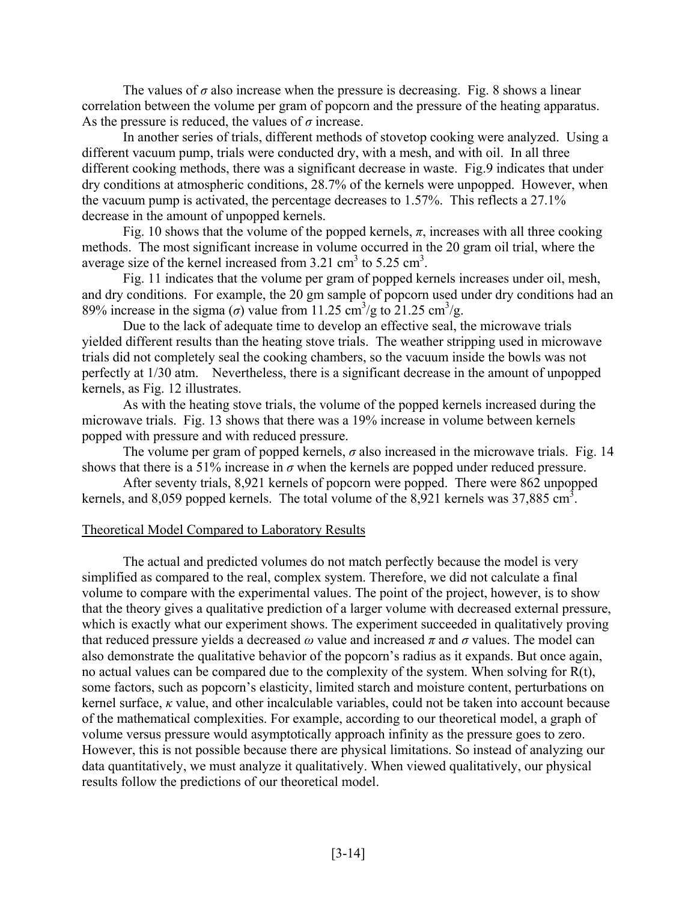The values of $\sigma$ also increase when the pressure is decreasing. Fig. 8 shows a linear correlation between the volume per gram of popcorn and the pressure of the heating apparatus. As the pressure is reduced, the values of $\sigma$ increase.

In another series of trials, different methods of stovetop cooking were analyzed. Using a different vacuum pump, trials were conducted dry, with a mesh, and with oil. In all three different cooking methods, there was a significant decrease in waste. Fig.9 indicates that under dry conditions at atmospheric conditions, 28.7% of the kernels were unpopped. However, when the vacuum pump is activated, the percentage decreases to 1.57%. This reflects a 27.1% decrease in the amount of unpopped kernels.

Fig. 10 shows that the volume of the popped kernels, $\pi$, increases with all three cooking methods. The most significant increase in volume occurred in the 20 gram oil trial, where the average size of the kernel increased from 3.21 $cm^3$ to 5.25 $cm^3$.

Fig. 11 indicates that the volume per gram of popped kernels increases under oil, mesh, and dry conditions. For example, the 20 gm sample of popcorn used under dry conditions had an 89% increase in the sigma ($\sigma$) value from 11.25 $cm^3/g$ to 21.25 $cm^3/g$.

Due to the lack of adequate time to develop an effective seal, the microwave trials yielded different results than the heating stove trials. The weather stripping used in microwave trials did not completely seal the cooking chambers, so the vacuum inside the bowls was not perfectly at 1/30 atm. Nevertheless, there is a significant decrease in the amount of unpopped kernels, as Fig. 12 illustrates.

As with the heating stove trials, the volume of the popped kernels increased during the microwave trials. Fig. 13 shows that there was a 19% increase in volume between kernels popped with pressure and with reduced pressure.

The volume per gram of popped kernels, $\sigma$ also increased in the microwave trials. Fig. 14 shows that there is a 51% increase in $\sigma$ when the kernels are popped under reduced pressure.

After seventy trials, 8,921 kernels of popcorn were popped. There were 862 unpopped kernels, and 8,059 popped kernels. The total volume of the 8,921 kernels was 37,885 $cm^3$.

## Theoretical Model Compared to Laboratory Results

The actual and predicted volumes do not match perfectly because the model is very simplified as compared to the real, complex system. Therefore, we did not calculate a final volume to compare with the experimental values. The point of the project, however, is to show that the theory gives a qualitative prediction of a larger volume with decreased external pressure, which is exactly what our experiment shows. The experiment succeeded in qualitatively proving that reduced pressure yields a decreased $\omega$ value and increased $\pi$ and $\sigma$ values. The model can also demonstrate the qualitative behavior of the popcorn's radius as it expands. But once again, no actual values can be compared due to the complexity of the system. When solving for $R(t)$, some factors, such as popcorn's elasticity, limited starch and moisture content, perturbations on kernel surface, $\kappa$ value, and other incalculable variables, could not be taken into account because of the mathematical complexities. For example, according to our theoretical model, a graph of volume versus pressure would asymptotically approach infinity as the pressure goes to zero. However, this is not possible because there are physical limitations. So instead of analyzing our data quantitatively, we must analyze it qualitatively. When viewed qualitatively, our physical results follow the predictions of our theoretical model.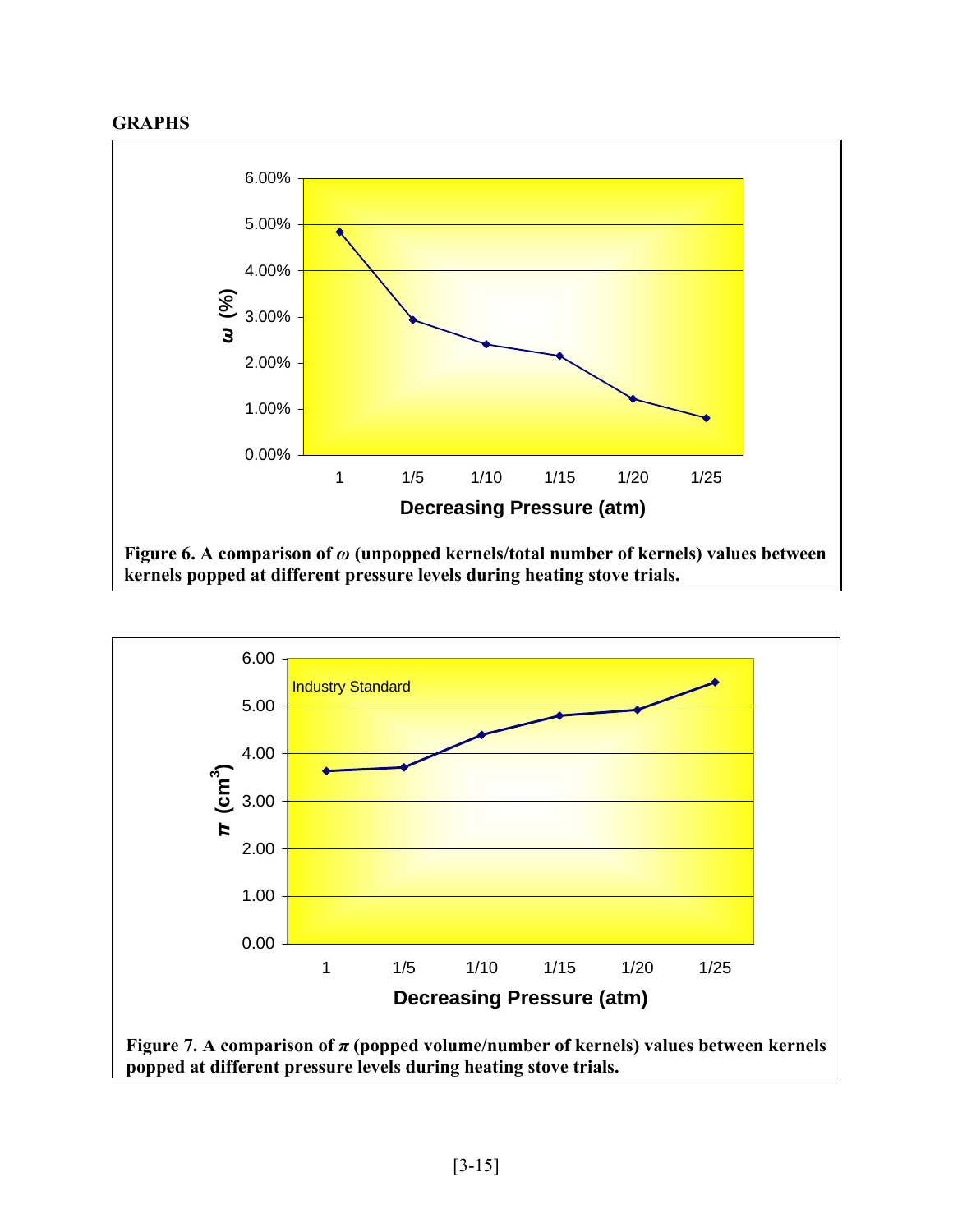**GRAPHS**

**Figure 6. A comparison of $\omega$ (unpopped kernels/total number of kernels) values between kernels popped at different pressure levels during heating stove trials.**

**Figure 7. A comparison of $\pi$ (popped volume/number of kernels) values between kernels popped at different pressure levels during heating stove trials.**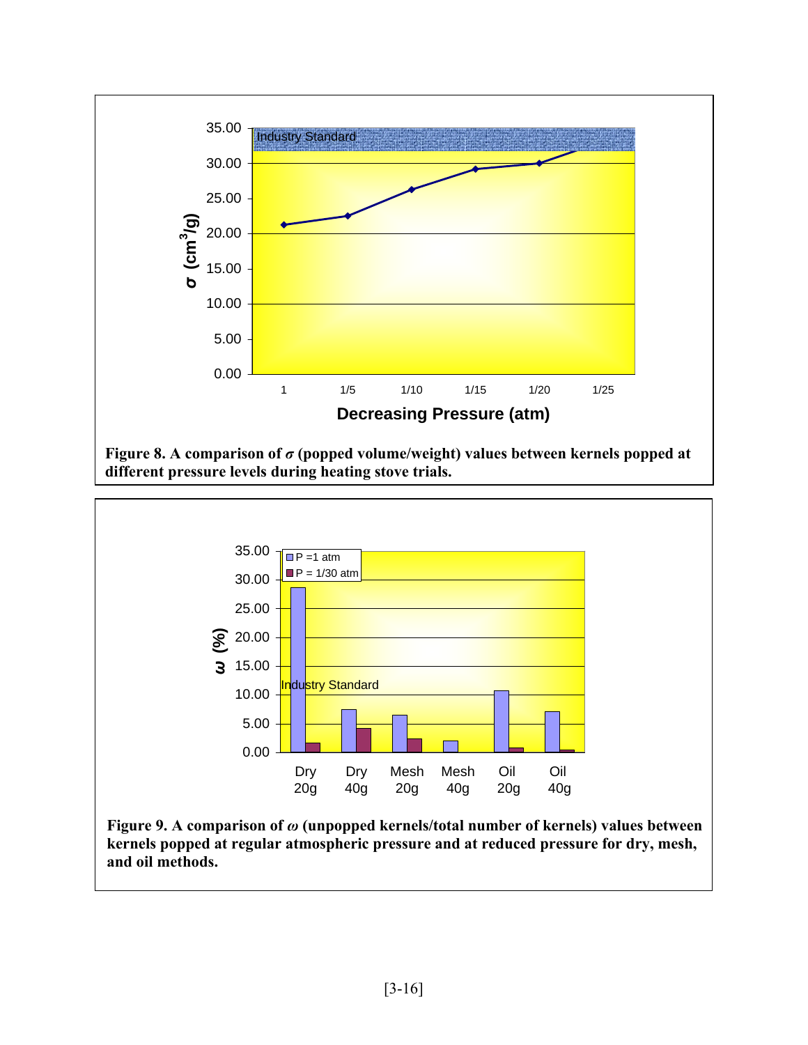Figure 8. A comparison of $\sigma$ (popped volume/weight) values between kernels popped at different pressure levels during heating stove trials.

Figure 9. A comparison of $\omega$ (unpopped kernels/total number of kernels) values between kernels popped at regular atmospheric pressure and at reduced pressure for dry, mesh, and oil methods.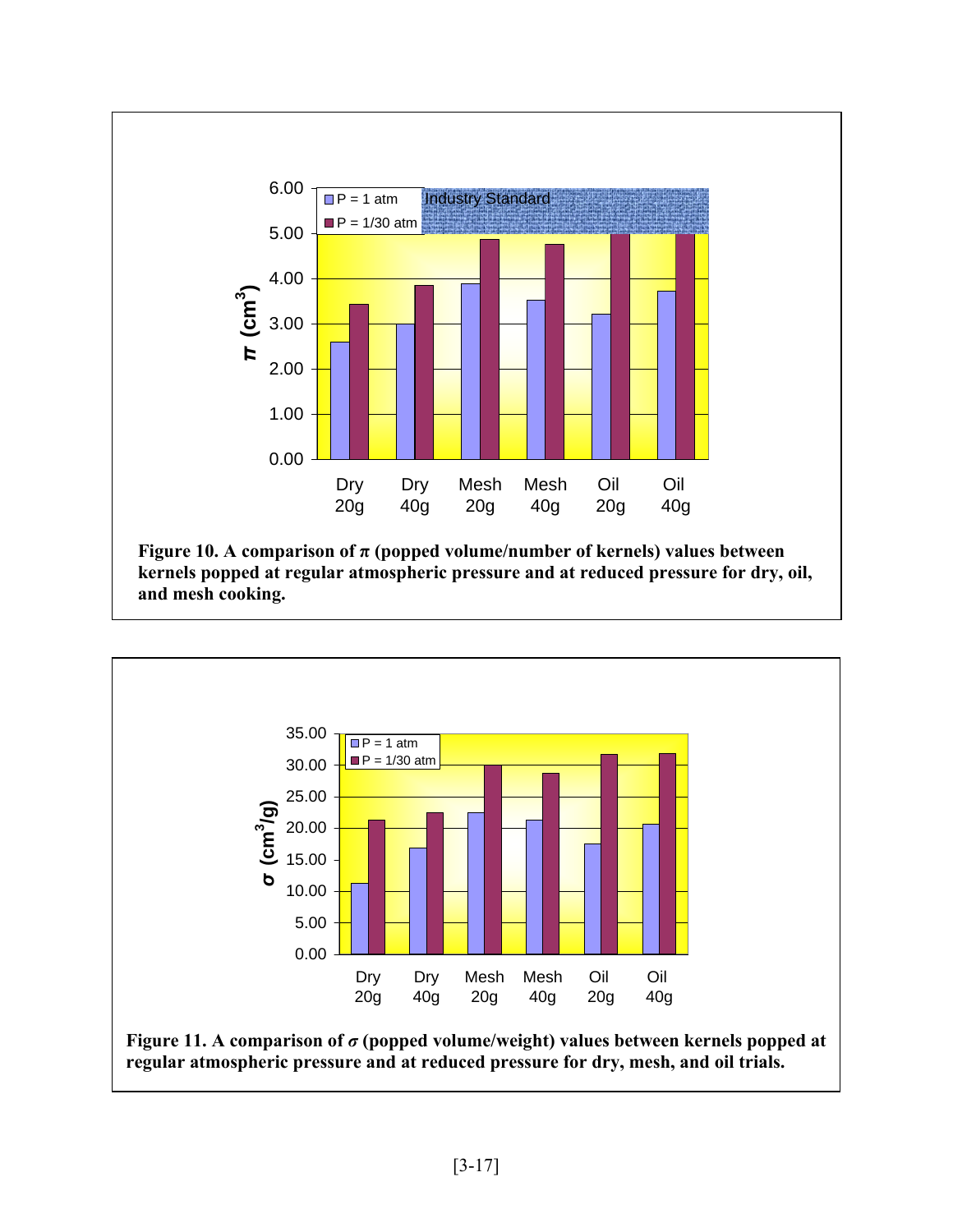Figure 10. A comparison of $\pi$ (popped volume/number of kernels) values between kernels popped at regular atmospheric pressure and at reduced pressure for dry, oil, and mesh cooking.

Figure 11. A comparison of $\sigma$ (popped volume/weight) values between kernels popped at regular atmospheric pressure and at reduced pressure for dry, mesh, and oil trials.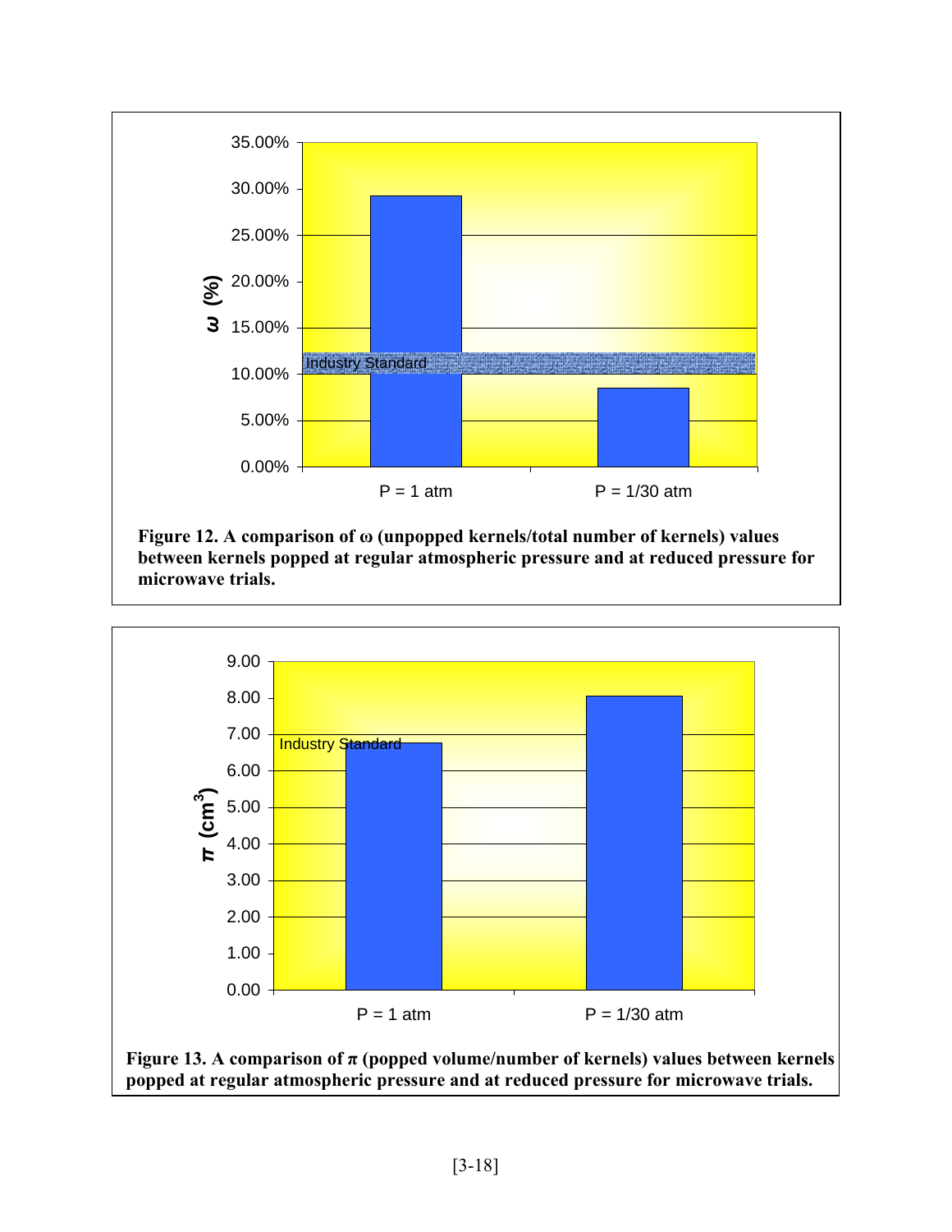**Figure 12. A comparison of ω (unpopped kernels/total number of kernels) values between kernels popped at regular atmospheric pressure and at reduced pressure for microwave trials.**

**Figure 13. A comparison of π (popped volume/number of kernels) values between kernels popped at regular atmospheric pressure and at reduced pressure for microwave trials.**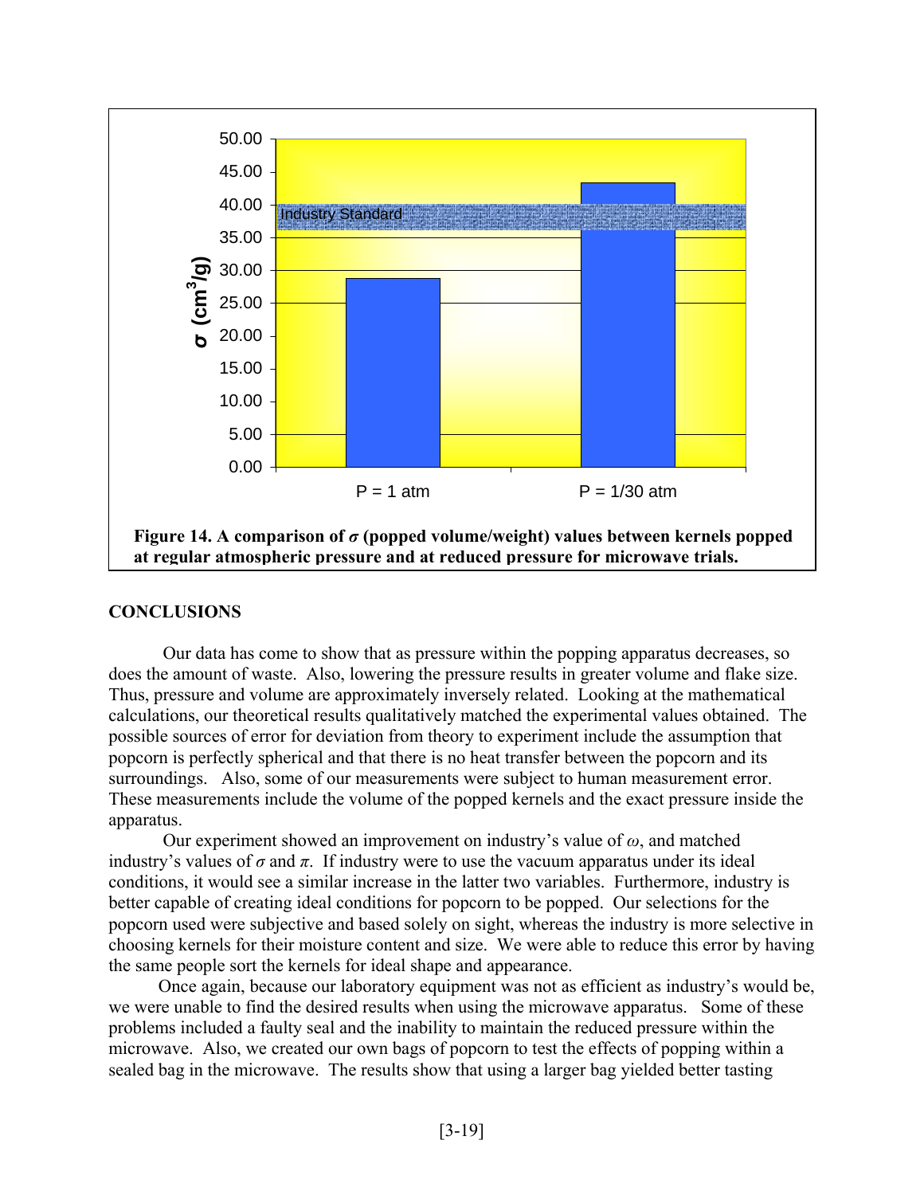**Figure 14. A comparison of $\sigma$ (popped volume/weight) values between kernels popped at regular atmospheric pressure and at reduced pressure for microwave trials.**

## CONCLUSIONS

Our data has come to show that as pressure within the popping apparatus decreases, so does the amount of waste. Also, lowering the pressure results in greater volume and flake size. Thus, pressure and volume are approximately inversely related. Looking at the mathematical calculations, our theoretical results qualitatively matched the experimental values obtained. The possible sources of error for deviation from theory to experiment include the assumption that popcorn is perfectly spherical and that there is no heat transfer between the popcorn and its surroundings. Also, some of our measurements were subject to human measurement error. These measurements include the volume of the popped kernels and the exact pressure inside the apparatus.

Our experiment showed an improvement on industry's value of $\omega$, and matched industry's values of $\sigma$ and $\pi$. If industry were to use the vacuum apparatus under its ideal conditions, it would see a similar increase in the latter two variables. Furthermore, industry is better capable of creating ideal conditions for popcorn to be popped. Our selections for the popcorn used were subjective and based solely on sight, whereas the industry is more selective in choosing kernels for their moisture content and size. We were able to reduce this error by having the same people sort the kernels for ideal shape and appearance.

Once again, because our laboratory equipment was not as efficient as industry's would be, we were unable to find the desired results when using the microwave apparatus. Some of these problems included a faulty seal and the inability to maintain the reduced pressure within the microwave. Also, we created our own bags of popcorn to test the effects of popping within a sealed bag in the microwave. The results show that using a larger bag yielded better tasting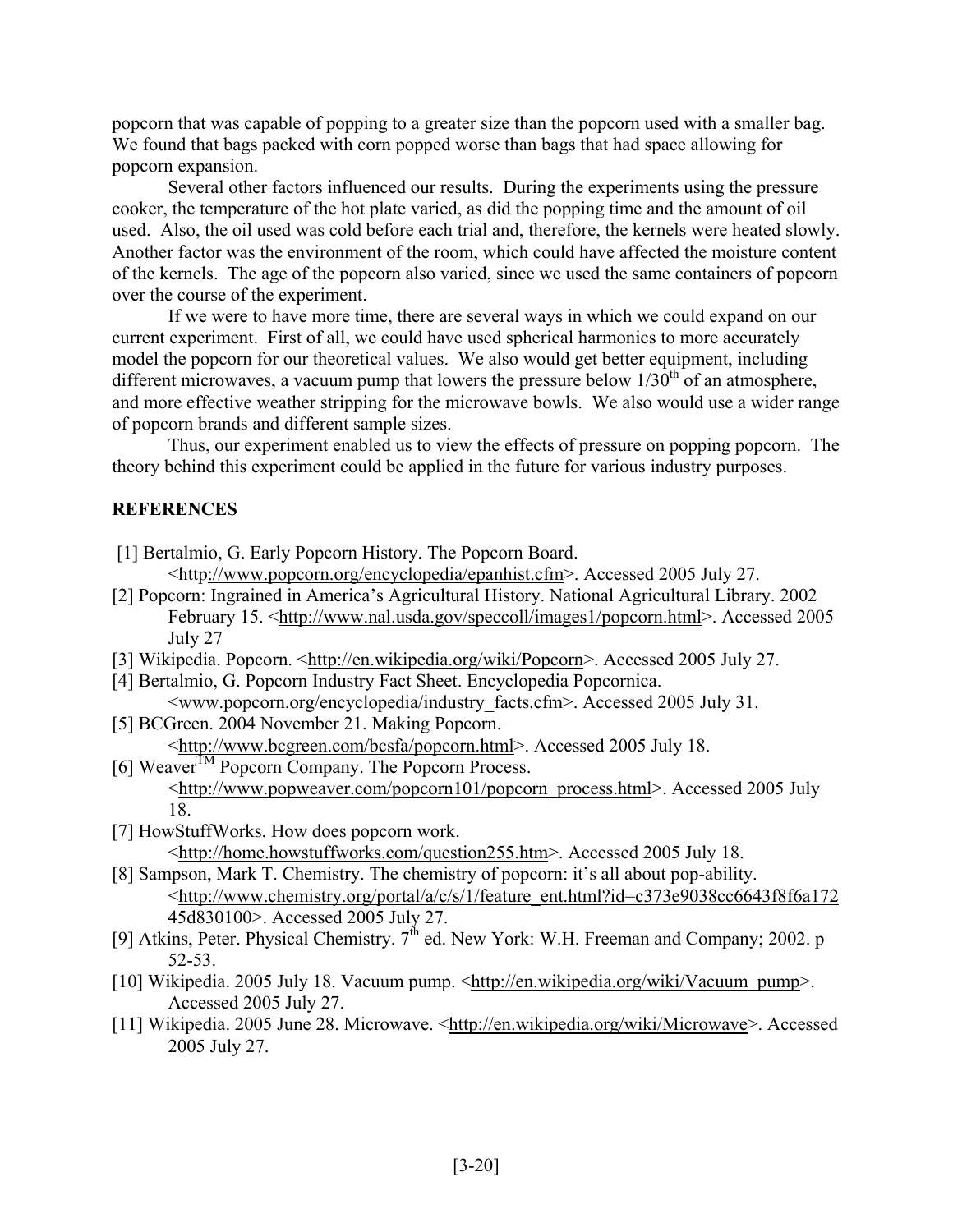popcorn that was capable of popping to a greater size than the popcorn used with a smaller bag. We found that bags packed with corn popped worse than bags that had space allowing for popcorn expansion.

Several other factors influenced our results. During the experiments using the pressure cooker, the temperature of the hot plate varied, as did the popping time and the amount of oil used. Also, the oil used was cold before each trial and, therefore, the kernels were heated slowly. Another factor was the environment of the room, which could have affected the moisture content of the kernels. The age of the popcorn also varied, since we used the same containers of popcorn over the course of the experiment.

If we were to have more time, there are several ways in which we could expand on our current experiment. First of all, we could have used spherical harmonics to more accurately model the popcorn for our theoretical values. We also would get better equipment, including different microwaves, a vacuum pump that lowers the pressure below $1/30^{th}$ of an atmosphere, and more effective weather stripping for the microwave bowls. We also would use a wider range of popcorn brands and different sample sizes.

Thus, our experiment enabled us to view the effects of pressure on popping popcorn. The theory behind this experiment could be applied in the future for various industry purposes.

## REFERENCES

[1] Bertalmio, G. Early Popcorn History. The Popcorn Board. <http://www.popcorn.org/encyclopedia/epanhist.cfm>. Accessed 2005 July 27.

[2] Popcorn: Ingrained in America's Agricultural History. National Agricultural Library. 2002 February 15. <http://www.nal.usda.gov/speccoll/images1/popcorn.html>. Accessed 2005 July 27

[3] Wikipedia. Popcorn. <http://en.wikipedia.org/wiki/Popcorn>. Accessed 2005 July 27.

[4] Bertalmio, G. Popcorn Industry Fact Sheet. Encyclopedia Popcornica. <www.popcorn.org/encyclopedia/industry_facts.cfm>. Accessed 2005 July 31.

[5] BCGreen. 2004 November 21. Making Popcorn. <http://www.bcgreen.com/bcsfa/popcorn.html>. Accessed 2005 July 18.

[6] Weaver™ Popcorn Company. The Popcorn Process. <http://www.popweaver.com/popcorn101/popcorn_process.html>. Accessed 2005 July 18.

[7] HowStuffWorks. How does popcorn work. <http://home.howstuffworks.com/question255.htm>. Accessed 2005 July 18.

[8] Sampson, Mark T. Chemistry. The chemistry of popcorn: it's all about pop-ability. <http://www.chemistry.org/portal/a/c/s/1/feature_ent.html?id=c373e9038cc6643f8f6a17245d830100>. Accessed 2005 July 27.

[9] Atkins, Peter. Physical Chemistry. 7th ed. New York: W.H. Freeman and Company; 2002. p 52-53.

[10] Wikipedia. 2005 July 18. Vacuum pump. <http://en.wikipedia.org/wiki/Vacuum_pump>. Accessed 2005 July 27.

[11] Wikipedia. 2005 June 28. Microwave. <http://en.wikipedia.org/wiki/Microwave>. Accessed 2005 July 27.